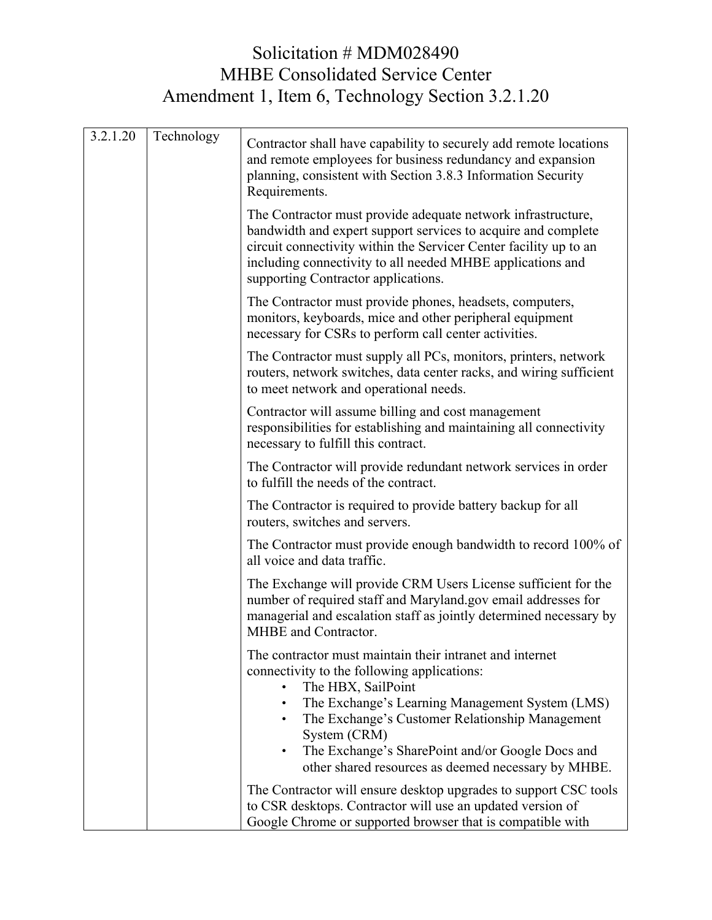# Solicitation # MDM028490
# MHBE Consolidated Service Center
# Amendment 1, Item 6, Technology Section 3.2.1.20

| 3.2.1.20 | Technology | Contractor shall have capability to securely add remote locations and remote employees for business redundancy and expansion planning, consistent with Section 3.8.3 Information Security Requirements.<br><br>The Contractor must provide adequate network infrastructure, bandwidth and expert support services to acquire and complete circuit connectivity within the Servicer Center facility up to an including connectivity to all needed MHBE applications and supporting Contractor applications.<br><br>The Contractor must provide phones, headsets, computers, monitors, keyboards, mice and other peripheral equipment necessary for CSRs to perform call center activities.<br><br>The Contractor must supply all PCs, monitors, printers, network routers, network switches, data center racks, and wiring sufficient to meet network and operational needs.<br><br>Contractor will assume billing and cost management responsibilities for establishing and maintaining all connectivity necessary to fulfill this contract.<br><br>The Contractor will provide redundant network services in order to fulfill the needs of the contract.<br><br>The Contractor is required to provide battery backup for all routers, switches and servers.<br><br>The Contractor must provide enough bandwidth to record 100% of all voice and data traffic.<br><br>The Exchange will provide CRM Users License sufficient for the number of required staff and Maryland.gov email addresses for managerial and escalation staff as jointly determined necessary by MHBE and Contractor.<br><br>The contractor must maintain their intranet and internet connectivity to the following applications:<br>• The HBX, SailPoint<br>• The Exchange's Learning Management System (LMS)<br>• The Exchange's Customer Relationship Management System (CRM)<br>• The Exchange's SharePoint and/or Google Docs and other shared resources as deemed necessary by MHBE.<br><br>The Contractor will ensure desktop upgrades to support CSC tools to CSR desktops. Contractor will use an updated version of Google Chrome or supported browser that is compatible with |
|---|---|---|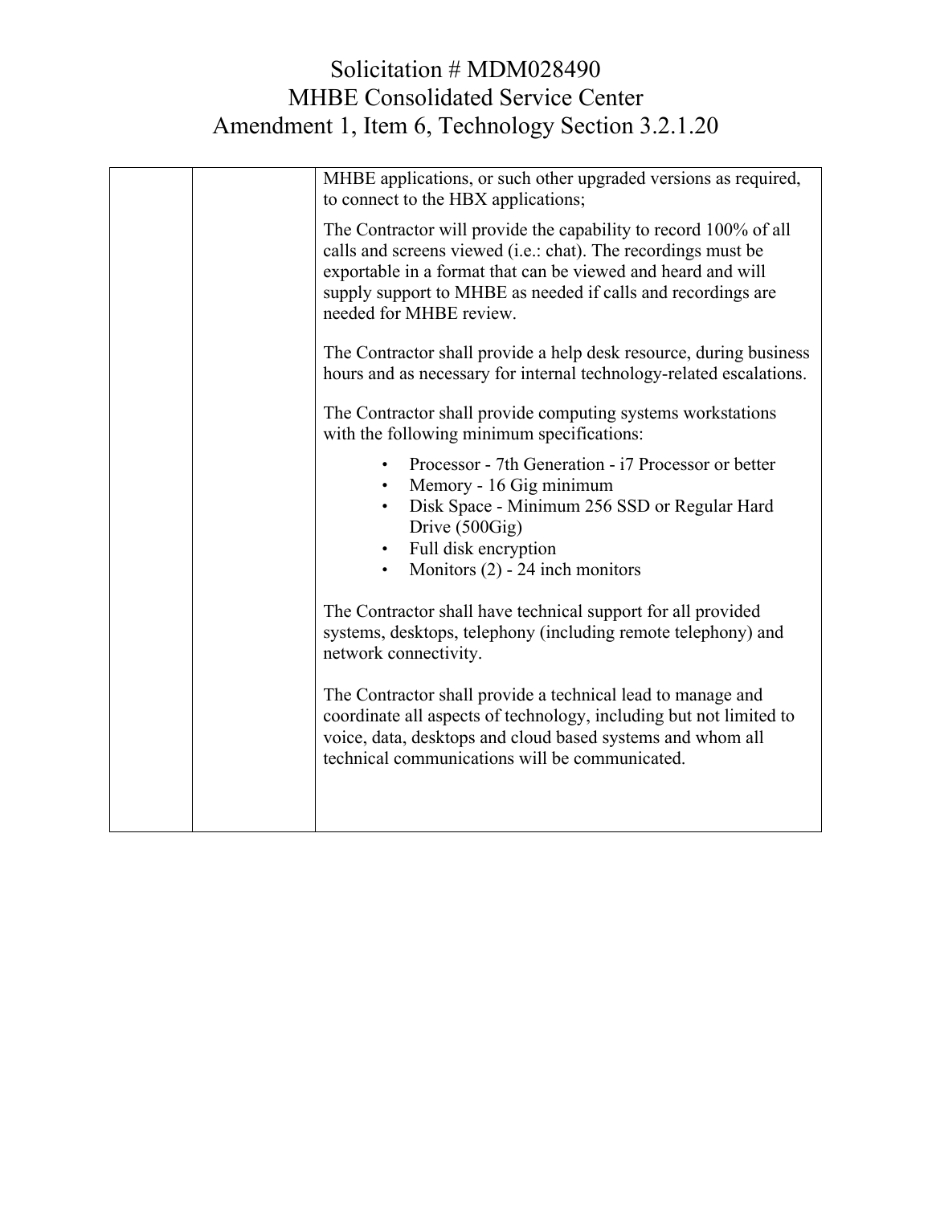| | | |
|---|---|---|
| | | MHBE applications, or such other upgraded versions as required, to connect to the HBX applications;<br><br>The Contractor will provide the capability to record 100% of all calls and screens viewed (i.e.: chat). The recordings must be exportable in a format that can be viewed and heard and will supply support to MHBE as needed if calls and recordings are needed for MHBE review.<br><br>The Contractor shall provide a help desk resource, during business hours and as necessary for internal technology-related escalations.<br><br>The Contractor shall provide computing systems workstations with the following minimum specifications:<br><br>• Processor - 7th Generation - i7 Processor or better<br>• Memory - 16 Gig minimum<br>• Disk Space - Minimum 256 SSD or Regular Hard Drive (500Gig)<br>• Full disk encryption<br>• Monitors (2) - 24 inch monitors<br><br>The Contractor shall have technical support for all provided systems, desktops, telephony (including remote telephony) and network connectivity.<br><br>The Contractor shall provide a technical lead to manage and coordinate all aspects of technology, including but not limited to voice, data, desktops and cloud based systems and whom all technical communications will be communicated. |